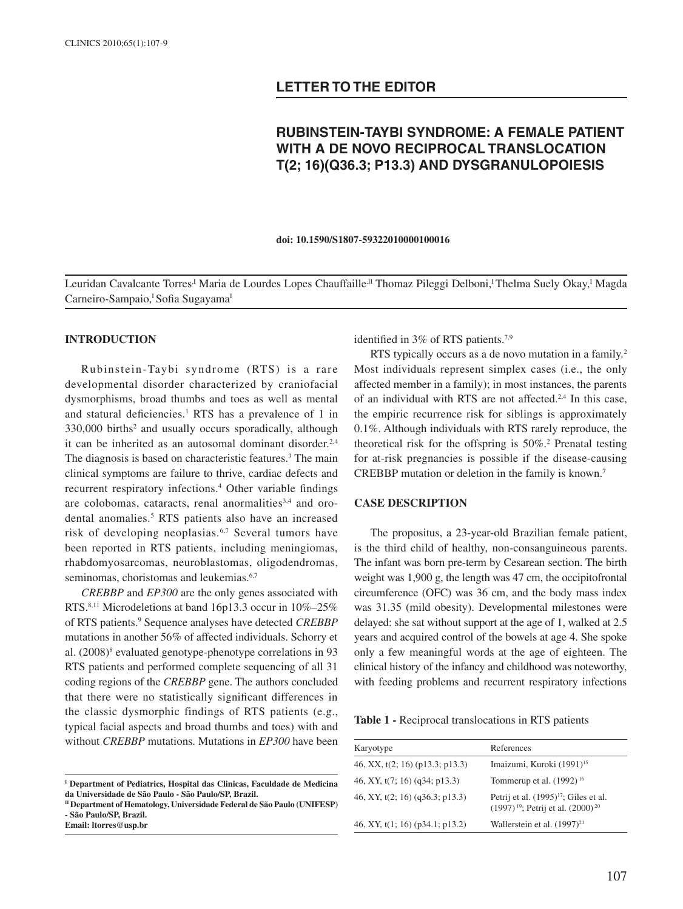## LETTER TO THE EDITOR

# RUBINSTEIN-TAYBI SYNDROME: A FEMALE PATIENT WITH A DE NOVO RECIPROCAL TRANSLOCATION T(2; 16)(Q36.3; P13.3) AND DYSGRANULOPOIESIS

**doi: 10.1590/S1807-59322010000100016**

Leuridan Cavalcante Torres,[I] Maria de Lourdes Lopes Chauffaille,[II] Thomaz Pileggi Delboni,[I] Thelma Suely Okay,[I] Magda Carneiro-Sampaio,[I] Sofia Sugayama[I]

## INTRODUCTION

Rubinstein-Taybi syndrome (RTS) is a rare developmental disorder characterized by craniofacial dysmorphisms, broad thumbs and toes as well as mental and statural deficiencies.[1] RTS has a prevalence of 1 in 330,000 births[2] and usually occurs sporadically, although it can be inherited as an autosomal dominant disorder.[2,4] The diagnosis is based on characteristic features.[3] The main clinical symptoms are failure to thrive, cardiac defects and recurrent respiratory infections.[4] Other variable findings are colobomas, cataracts, renal anormalities[3,4] and orodental anomalies.[5] RTS patients also have an increased risk of developing neoplasias.[6,7] Several tumors have been reported in RTS patients, including meningiomas, rhabdomyosarcomas, neuroblastomas, oligodendromas, seminomas, choristomas and leukemias.[6,7]

*CREBBP* and *EP300* are the only genes associated with RTS.[8,11] Microdeletions at band 16p13.3 occur in 10%–25% of RTS patients.[9] Sequence analyses have detected *CREBBP* mutations in another 56% of affected individuals. Schorry et al. (2008)[8] evaluated genotype-phenotype correlations in 93 RTS patients and performed complete sequencing of all 31 coding regions of the *CREBBP* gene. The authors concluded that there were no statistically significant differences in the classic dysmorphic findings of RTS patients (e.g., typical facial aspects and broad thumbs and toes) with and without *CREBBP* mutations. Mutations in *EP300* have been identified in 3% of RTS patients.[7,9]

RTS typically occurs as a de novo mutation in a family.[2] Most individuals represent simplex cases (i.e., the only affected member in a family); in most instances, the parents of an individual with RTS are not affected.[2,4] In this case, the empiric recurrence risk for siblings is approximately 0.1%. Although individuals with RTS rarely reproduce, the theoretical risk for the offspring is 50%.[2] Prenatal testing for at-risk pregnancies is possible if the disease-causing CREBBP mutation or deletion in the family is known.[7]

## CASE DESCRIPTION

The propositus, a 23-year-old Brazilian female patient, is the third child of healthy, non-consanguineous parents. The infant was born pre-term by Cesarean section. The birth weight was 1,900 g, the length was 47 cm, the occipitofrontal circumference (OFC) was 36 cm, and the body mass index was 31.35 (mild obesity). Developmental milestones were delayed: she sat without support at the age of 1, walked at 2.5 years and acquired control of the bowels at age 4. She spoke only a few meaningful words at the age of eighteen. The clinical history of the infancy and childhood was noteworthy, with feeding problems and recurrent respiratory infections

**Table 1 -** Reciprocal translocations in RTS patients

| Karyotype | References |
|---|---|
| 46, XX, t(2; 16) (p13.3; p13.3) | Imaizumi, Kuroki (1991)[15] |
| 46, XY, t(7; 16) (q34; p13.3) | Tommerup et al. (1992)[16] |
| 46, XY, t(2; 16) (q36.3; p13.3) | Petrij et al. (1995)[17]; Giles et al. (1997)[19]; Petrij et al. (2000)[20] |
| 46, XY, t(1; 16) (p34.1; p13.2) | Wallerstein et al. (1997)[21] |

[I] **Department of Pediatrics, Hospital das Clinicas, Faculdade de Medicina da Universidade de São Paulo - São Paulo/SP, Brazil.**
[II] **Department of Hematology, Universidade Federal de São Paulo (UNIFESP) - São Paulo/SP, Brazil.**
**Email: ltorres@usp.br**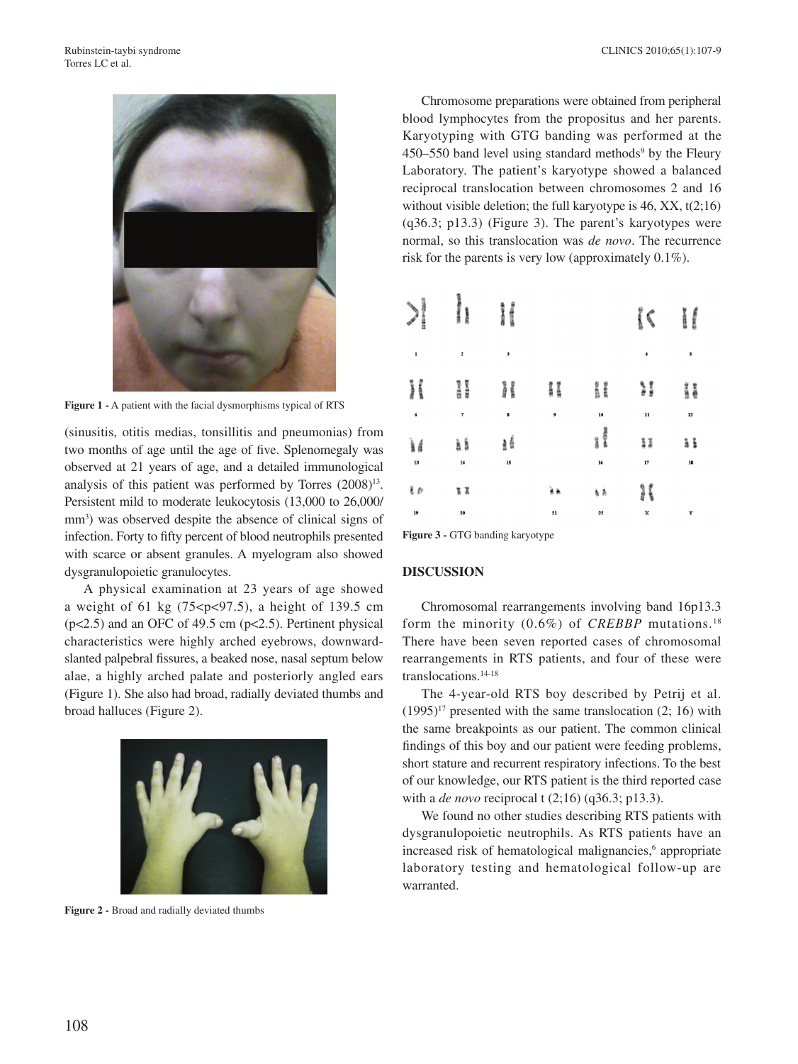Figure 1 - A patient with the facial dysmorphisms typical of RTS

(sinusitis, otitis medias, tonsillitis and pneumonias) from two months of age until the age of five. Splenomegaly was observed at 21 years of age, and a detailed immunological analysis of this patient was performed by Torres (2008)[13]. Persistent mild to moderate leukocytosis (13,000 to 26,000/mm$^3$) was observed despite the absence of clinical signs of infection. Forty to fifty percent of blood neutrophils presented with scarce or absent granules. A myelogram also showed dysgranulopoietic granulocytes.

A physical examination at 23 years of age showed a weight of 61 kg ($75<p<97.5$), a height of 139.5 cm ($p<2.5$) and an OFC of 49.5 cm ($p<2.5$). Pertinent physical characteristics were highly arched eyebrows, downward-slanted palpebral fissures, a beaked nose, nasal septum below alae, a highly arched palate and posteriorly angled ears (Figure 1). She also had broad, radially deviated thumbs and broad halluces (Figure 2).

Figure 2 - Broad and radially deviated thumbs

Chromosome preparations were obtained from peripheral blood lymphocytes from the propositus and her parents. Karyotyping with GTG banding was performed at the 450–550 band level using standard methods[9] by the Fleury Laboratory. The patient's karyotype showed a balanced reciprocal translocation between chromosomes 2 and 16 without visible deletion; the full karyotype is 46, XX, t(2;16)(q36.3; p13.3) (Figure 3). The parent's karyotypes were normal, so this translocation was *de novo*. The recurrence risk for the parents is very low (approximately 0.1%).

Figure 3 - GTG banding karyotype

## DISCUSSION

Chromosomal rearrangements involving band 16p13.3 form the minority (0.6%) of *CREBBP* mutations.[18] There have been seven reported cases of chromosomal rearrangements in RTS patients, and four of these were translocations.[14-18]

The 4-year-old RTS boy described by Petrij et al. (1995)[17] presented with the same translocation (2; 16) with the same breakpoints as our patient. The common clinical findings of this boy and our patient were feeding problems, short stature and recurrent respiratory infections. To the best of our knowledge, our RTS patient is the third reported case with a *de novo* reciprocal t (2;16) (q36.3; p13.3).

We found no other studies describing RTS patients with dysgranulopoietic neutrophils. As RTS patients have an increased risk of hematological malignancies,[6] appropriate laboratory testing and hematological follow-up are warranted.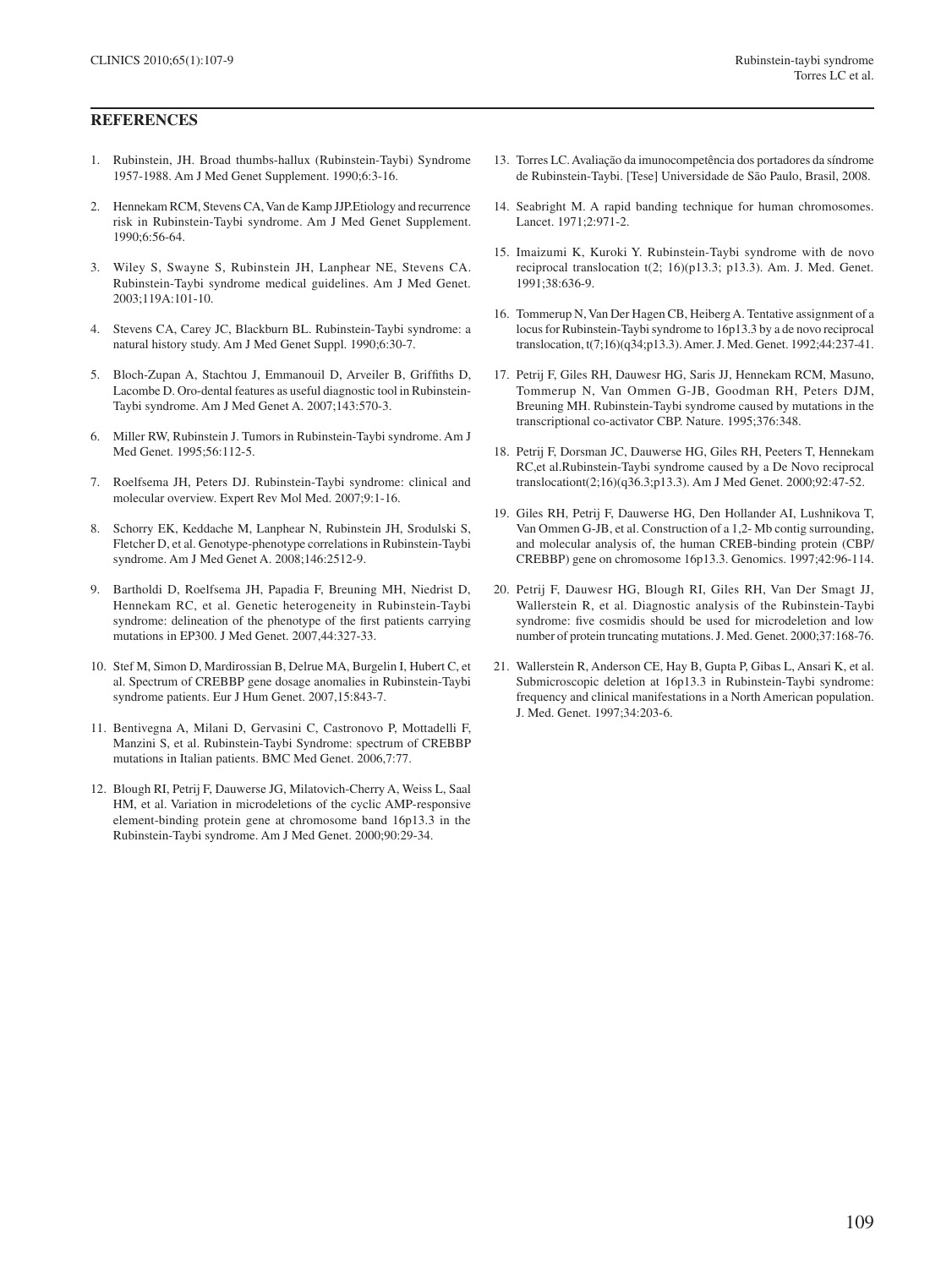## REFERENCES

1. Rubinstein, JH. Broad thumbs-hallux (Rubinstein-Taybi) Syndrome 1957-1988. Am J Med Genet Supplement. 1990;6:3-16.

2. Hennekam RCM, Stevens CA, Van de Kamp JJP.Etiology and recurrence risk in Rubinstein-Taybi syndrome. Am J Med Genet Supplement. 1990;6:56-64.

3. Wiley S, Swayne S, Rubinstein JH, Lanphear NE, Stevens CA. Rubinstein-Taybi syndrome medical guidelines. Am J Med Genet. 2003;119A:101-10.

4. Stevens CA, Carey JC, Blackburn BL. Rubinstein-Taybi syndrome: a natural history study. Am J Med Genet Suppl. 1990;6:30-7.

5. Bloch-Zupan A, Stachtou J, Emmanouil D, Arveiler B, Griffiths D, Lacombe D. Oro-dental features as useful diagnostic tool in Rubinstein-Taybi syndrome. Am J Med Genet A. 2007;143:570-3.

6. Miller RW, Rubinstein J. Tumors in Rubinstein-Taybi syndrome. Am J Med Genet. 1995;56:112-5.

7. Roelfsema JH, Peters DJ. Rubinstein-Taybi syndrome: clinical and molecular overview. Expert Rev Mol Med. 2007;9:1-16.

8. Schorry EK, Keddache M, Lanphear N, Rubinstein JH, Srodulski S, Fletcher D, et al. Genotype-phenotype correlations in Rubinstein-Taybi syndrome. Am J Med Genet A. 2008;146:2512-9.

9. Bartholdi D, Roelfsema JH, Papadia F, Breuning MH, Niedrist D, Hennekam RC, et al. Genetic heterogeneity in Rubinstein-Taybi syndrome: delineation of the phenotype of the first patients carrying mutations in EP300. J Med Genet. 2007,44:327-33.

10. Stef M, Simon D, Mardirossian B, Delrue MA, Burgelin I, Hubert C, et al. Spectrum of CREBBP gene dosage anomalies in Rubinstein-Taybi syndrome patients. Eur J Hum Genet. 2007,15:843-7.

11. Bentivegna A, Milani D, Gervasini C, Castronovo P, Mottadelli F, Manzini S, et al. Rubinstein-Taybi Syndrome: spectrum of CREBBP mutations in Italian patients. BMC Med Genet. 2006,7:77.

12. Blough RI, Petrij F, Dauwerse JG, Milatovich-Cherry A, Weiss L, Saal HM, et al. Variation in microdeletions of the cyclic AMP-responsive element-binding protein gene at chromosome band 16p13.3 in the Rubinstein-Taybi syndrome. Am J Med Genet. 2000;90:29-34.

13. Torres LC. Avaliação da imunocompetência dos portadores da síndrome de Rubinstein-Taybi. [Tese] Universidade de São Paulo, Brasil, 2008.

14. Seabright M. A rapid banding technique for human chromosomes. Lancet. 1971;2:971-2.

15. Imaizumi K, Kuroki Y. Rubinstein-Taybi syndrome with de novo reciprocal translocation t(2; 16)(p13.3; p13.3). Am. J. Med. Genet. 1991;38:636-9.

16. Tommerup N, Van Der Hagen CB, Heiberg A. Tentative assignment of a locus for Rubinstein-Taybi syndrome to 16p13.3 by a de novo reciprocal translocation, t(7;16)(q34;p13.3). Amer. J. Med. Genet. 1992;44:237-41.

17. Petrij F, Giles RH, Dauwesr HG, Saris JJ, Hennekam RCM, Masuno, Tommerup N, Van Ommen G-JB, Goodman RH, Peters DJM, Breuning MH. Rubinstein-Taybi syndrome caused by mutations in the transcriptional co-activator CBP. Nature. 1995;376:348.

18. Petrij F, Dorsman JC, Dauwerse HG, Giles RH, Peeters T, Hennekam RC,et al.Rubinstein-Taybi syndrome caused by a De Novo reciprocal translocationt(2;16)(q36.3;p13.3). Am J Med Genet. 2000;92:47-52.

19. Giles RH, Petrij F, Dauwerse HG, Den Hollander AI, Lushnikova T, Van Ommen G-JB, et al. Construction of a 1,2- Mb contig surrounding, and molecular analysis of, the human CREB-binding protein (CBP/ CREBBP) gene on chromosome 16p13.3. Genomics. 1997;42:96-114.

20. Petrij F, Dauwesr HG, Blough RI, Giles RH, Van Der Smagt JJ, Wallerstein R, et al. Diagnostic analysis of the Rubinstein-Taybi syndrome: five cosmidis should be used for microdeletion and low number of protein truncating mutations. J. Med. Genet. 2000;37:168-76.

21. Wallerstein R, Anderson CE, Hay B, Gupta P, Gibas L, Ansari K, et al. Submicroscopic deletion at 16p13.3 in Rubinstein-Taybi syndrome: frequency and clinical manifestations in a North American population. J. Med. Genet. 1997;34:203-6.